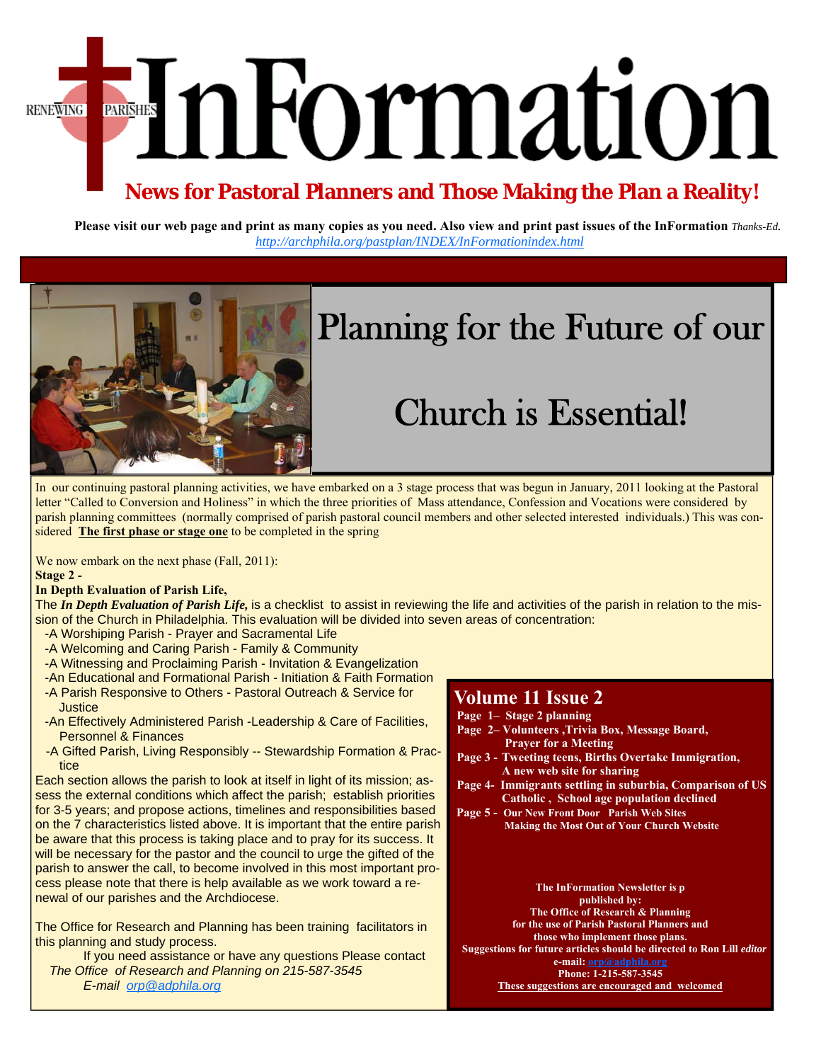# InFormation

RENEWING PARISHES

## News for Pastoral Planners and Those Making the Plan a Reality!

**Please visit our web page and print as many copies as you need. Also view and print past issues of the InFormation** *Thanks-Ed.*
*http://archphila.org/pastplan/INDEX/InFormationindex.html*

# Planning for the Future of our Church is Essential!

In our continuing pastoral planning activities, we have embarked on a 3 stage process that was begun in January, 2011 looking at the Pastoral letter "Called to Conversion and Holiness" in which the three priorities of Mass attendance, Confession and Vocations were considered by parish planning committees (normally comprised of parish pastoral council members and other selected interested individuals.) This was considered **The first phase or stage one** to be completed in the spring

We now embark on the next phase (Fall, 2011):

**Stage 2 -**

**In Depth Evaluation of Parish Life,**

The ***In Depth Evaluation of Parish Life,*** is a checklist to assist in reviewing the life and activities of the parish in relation to the mission of the Church in Philadelphia. This evaluation will be divided into seven areas of concentration:

- -A Worshiping Parish - Prayer and Sacramental Life
- -A Welcoming and Caring Parish - Family & Community
- -A Witnessing and Proclaiming Parish - Invitation & Evangelization
- -An Educational and Formational Parish - Initiation & Faith Formation
- -A Parish Responsive to Others - Pastoral Outreach & Service for Justice
- -An Effectively Administered Parish -Leadership & Care of Facilities, Personnel & Finances
- -A Gifted Parish, Living Responsibly -- Stewardship Formation & Practice

Each section allows the parish to look at itself in light of its mission; assess the external conditions which affect the parish; establish priorities for 3-5 years; and propose actions, timelines and responsibilities based on the 7 characteristics listed above. It is important that the entire parish be aware that this process is taking place and to pray for its success. It will be necessary for the pastor and the council to urge the gifted of the parish to answer the call, to become involved in this most important process please note that there is help available as we work toward a renewal of our parishes and the Archdiocese.

The Office for Research and Planning has been training facilitators in this planning and study process.

If you need assistance or have any questions Please contact *The Office of Research and Planning on 215-587-3545*
*E-mail orp@adphila.org*

## Volume 11 Issue 2

**Page 1– Stage 2 planning**
**Page 2– Volunteers ,Trivia Box, Message Board, Prayer for a Meeting**
**Page 3 - Tweeting teens, Births Overtake Immigration, A new web site for sharing**
**Page 4- Immigrants settling in suburbia, Comparison of US Catholic , School age population declined**
**Page 5 - Our New Front Door Parish Web Sites Making the Most Out of Your Church Website**

**The InFormation Newsletter is published by: The Office of Research & Planning for the use of Parish Pastoral Planners and those who implement those plans. Suggestions for future articles should be directed to Ron Lill *editor* e-mail: orp@adphila.org Phone: 1-215-587-3545**
**These suggestions are encouraged and welcomed**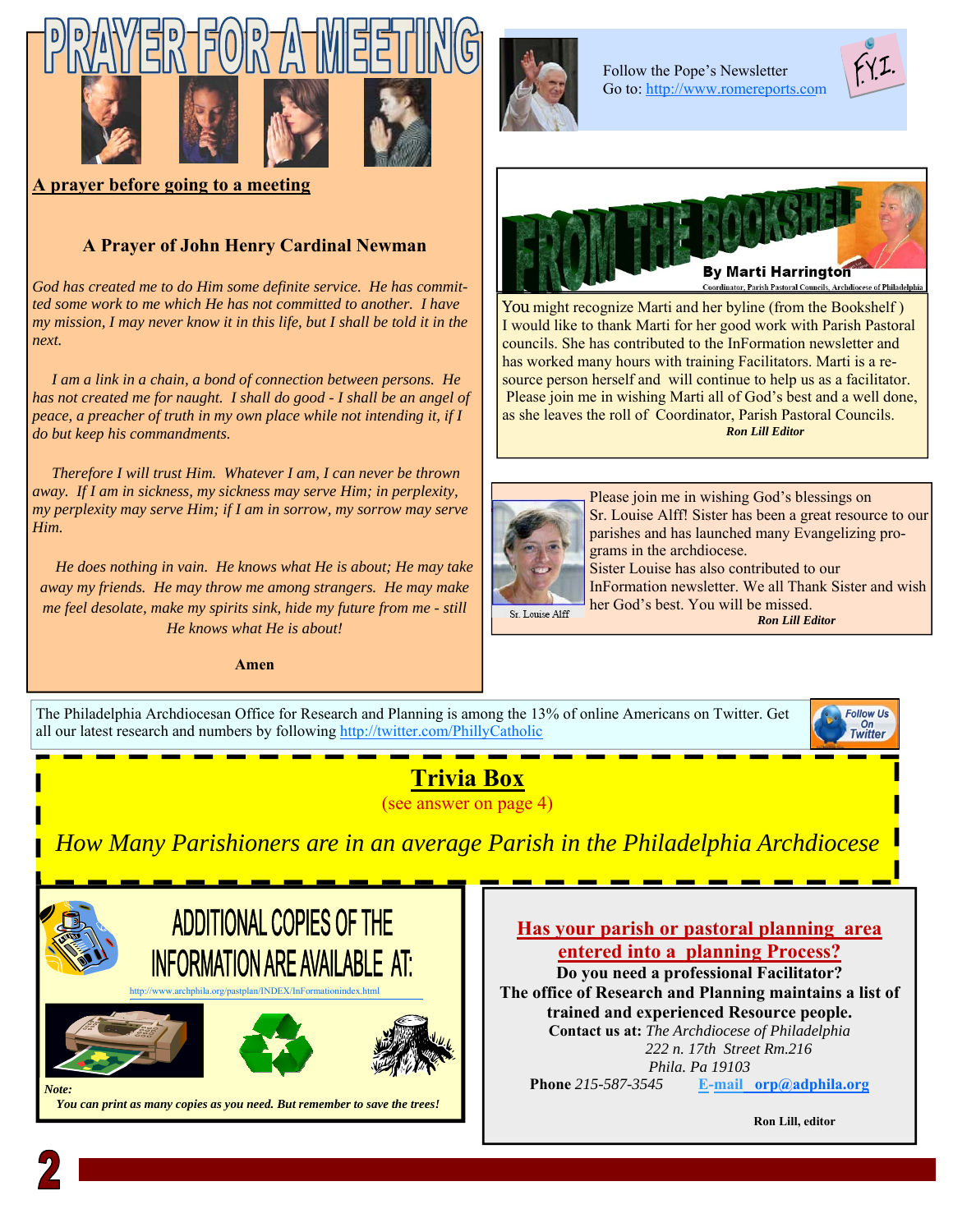# PRAYER FOR A MEETING

**A prayer before going to a meeting**

### A Prayer of John Henry Cardinal Newman

*God has created me to do Him some definite service. He has committed some work to me which He has not committed to another. I have my mission, I may never know it in this life, but I shall be told it in the next.*

*I am a link in a chain, a bond of connection between persons. He has not created me for naught. I shall do good - I shall be an angel of peace, a preacher of truth in my own place while not intending it, if I do but keep his commandments.*

*Therefore I will trust Him. Whatever I am, I can never be thrown away. If I am in sickness, my sickness may serve Him; in perplexity, my perplexity may serve Him; if I am in sorrow, my sorrow may serve Him.*

*He does nothing in vain. He knows what He is about; He may take away my friends. He may throw me among strangers. He may make me feel desolate, make my spirits sink, hide my future from me - still He knows what He is about!*

**Amen**

Follow the Pope's Newsletter
Go to: http://www.romereports.com

F.Y.I.

## FROM THE BOOKSHELF

**By Marti Harrington**
Coordinator, Parish Pastoral Councils, Archdiocese of Philadelphia

You might recognize Marti and her byline (from the Bookshelf ) I would like to thank Marti for her good work with Parish Pastoral councils. She has contributed to the InFormation newsletter and has worked many hours with training Facilitators. Marti is a resource person herself and will continue to help us as a facilitator. Please join me in wishing Marti all of God's best and a well done, as she leaves the roll of Coordinator, Parish Pastoral Councils.

***Ron Lill Editor***

Sr. Louise Alff

Please join me in wishing God's blessings on Sr. Louise Alff! Sister has been a great resource to our parishes and has launched many Evangelizing programs in the archdiocese.
Sister Louise has also contributed to our InFormation newsletter. We all Thank Sister and wish her God's best. You will be missed.

***Ron Lill Editor***

The Philadelphia Archdiocesan Office for Research and Planning is among the 13% of online Americans on Twitter. Get all our latest research and numbers by following http://twitter.com/PhillyCatholic

Follow Us On Twitter

## Trivia Box

(see answer on page 4)

*How Many Parishioners are in an average Parish in the Philadelphia Archdiocese*

## ADDITIONAL COPIES OF THE INFORMATION ARE AVAILABLE AT:

http://www.archphila.org/pastplan/INDEX/InFormationindex.html

***Note:***
***You can print as many copies as you need. But remember to save the trees!***

**Has your parish or pastoral planning area entered into a planning Process?**

**Do you need a professional Facilitator?**
**The office of Research and Planning maintains a list of trained and experienced Resource people.**

**Contact us at:** *The Archdiocese of Philadelphia*
*222 n. 17th Street Rm.216*
*Phila. Pa 19103*

**Phone** *215-587-3545* **E-mail orp@adphila.org**

**Ron Lill, editor**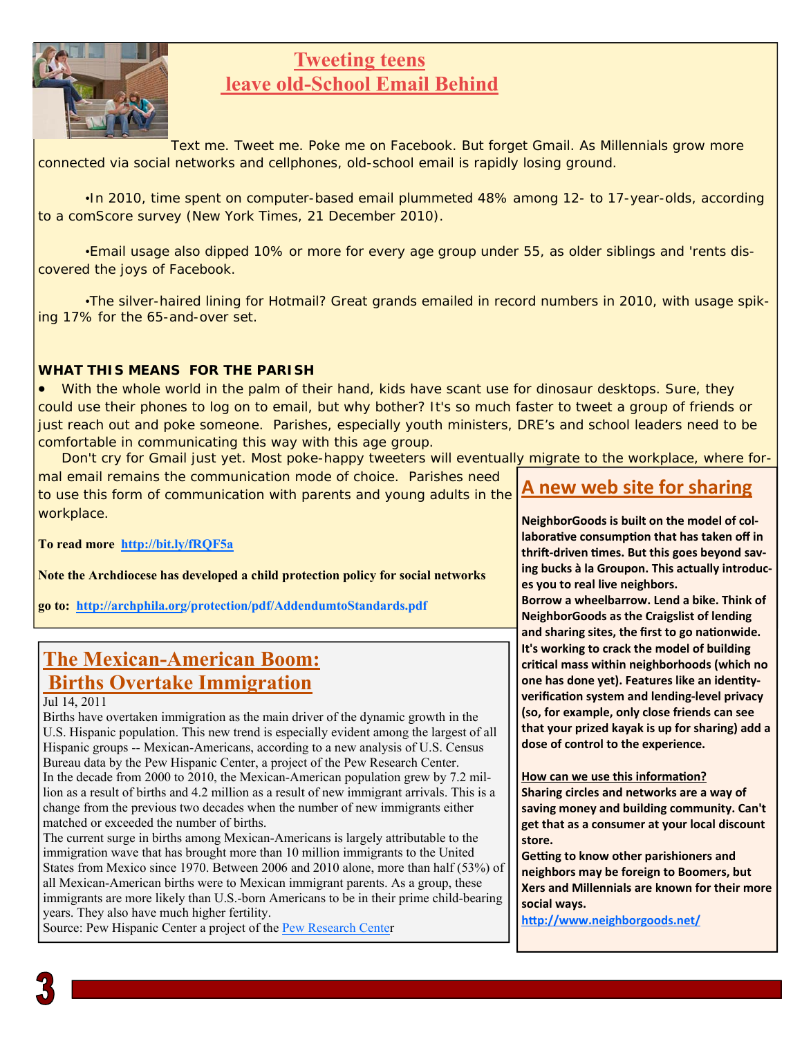# Tweeting teens leave old-School Email Behind

Text me. Tweet me. Poke me on Facebook. But forget Gmail. As Millennials grow more connected via social networks and cellphones, old-school email is rapidly losing ground.

•In 2010, time spent on computer-based email plummeted 48% among 12- to 17-year-olds, according to a comScore survey (New York Times, 21 December 2010).

•Email usage also dipped 10% or more for every age group under 55, as older siblings and 'rents discovered the joys of Facebook.

•The silver-haired lining for Hotmail? Great grands emailed in record numbers in 2010, with usage spiking 17% for the 65-and-over set.

**WHAT THIS MEANS FOR THE PARISH**

- With the whole world in the palm of their hand, kids have scant use for dinosaur desktops. Sure, they could use their phones to log on to email, but why bother? It's so much faster to tweet a group of friends or just reach out and poke someone. Parishes, especially youth ministers, DRE's and school leaders need to be comfortable in communicating this way with this age group.

Don't cry for Gmail just yet. Most poke-happy tweeters will eventually migrate to the workplace, where formal email remains the communication mode of choice. Parishes need to use this form of communication with parents and young adults in the workplace.

**To read more** http://bit.ly/fRQF5a

**Note the Archdiocese has developed a child protection policy for social networks**

**go to:** http://archphila.org/protection/pdf/AddendumtoStandards.pdf

## A new web site for sharing

**NeighborGoods is built on the model of collaborative consumption that has taken off in thrift-driven times. But this goes beyond saving bucks à la Groupon. This actually introduces you to real live neighbors.**

**Borrow a wheelbarrow. Lend a bike. Think of NeighborGoods as the Craigslist of lending and sharing sites, the first to go nationwide. It's working to crack the model of building critical mass within neighborhoods (which no one has done yet). Features like an identity-verification system and lending-level privacy (so, for example, only close friends can see that your prized kayak is up for sharing) add a dose of control to the experience.**

**How can we use this information?**

**Sharing circles and networks are a way of saving money and building community. Can't get that as a consumer at your local discount store.**

**Getting to know other parishioners and neighbors may be foreign to Boomers, but Xers and Millennials are known for their more social ways.**

http://www.neighborgoods.net/

## The Mexican-American Boom: Births Overtake Immigration

Jul 14, 2011

Births have overtaken immigration as the main driver of the dynamic growth in the U.S. Hispanic population. This new trend is especially evident among the largest of all Hispanic groups -- Mexican-Americans, according to a new analysis of U.S. Census Bureau data by the Pew Hispanic Center, a project of the Pew Research Center.

In the decade from 2000 to 2010, the Mexican-American population grew by 7.2 million as a result of births and 4.2 million as a result of new immigrant arrivals. This is a change from the previous two decades when the number of new immigrants either matched or exceeded the number of births.

The current surge in births among Mexican-Americans is largely attributable to the immigration wave that has brought more than 10 million immigrants to the United States from Mexico since 1970. Between 2006 and 2010 alone, more than half (53%) of all Mexican-American births were to Mexican immigrant parents. As a group, these immigrants are more likely than U.S.-born Americans to be in their prime child-bearing years. They also have much higher fertility.

Source: Pew Hispanic Center a project of the Pew Research Center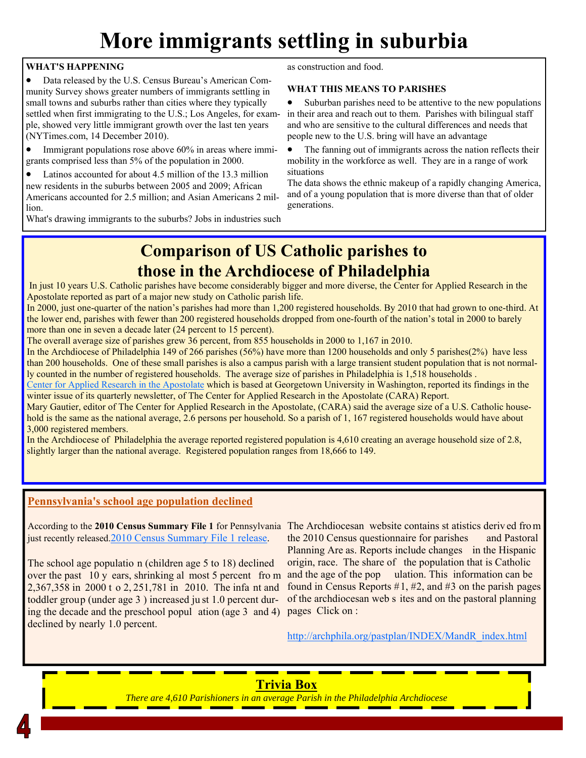# More immigrants settling in suburbia

**WHAT'S HAPPENING**

- Data released by the U.S. Census Bureau's American Community Survey shows greater numbers of immigrants settling in small towns and suburbs rather than cities where they typically settled when first immigrating to the U.S.; Los Angeles, for example, showed very little immigrant growth over the last ten years (NYTimes.com, 14 December 2010).
- Immigrant populations rose above 60% in areas where immigrants comprised less than 5% of the population in 2000.
- Latinos accounted for about 4.5 million of the 13.3 million new residents in the suburbs between 2005 and 2009; African Americans accounted for 2.5 million; and Asian Americans 2 million.

What's drawing immigrants to the suburbs? Jobs in industries such as construction and food.

**WHAT THIS MEANS TO PARISHES**

- Suburban parishes need to be attentive to the new populations in their area and reach out to them. Parishes with bilingual staff and who are sensitive to the cultural differences and needs that people new to the U.S. bring will have an advantage
- The fanning out of immigrants across the nation reflects their mobility in the workforce as well. They are in a range of work situations

The data shows the ethnic makeup of a rapidly changing America, and of a young population that is more diverse than that of older generations.

## Comparison of US Catholic parishes to those in the Archdiocese of Philadelphia

In just 10 years U.S. Catholic parishes have become considerably bigger and more diverse, the Center for Applied Research in the Apostolate reported as part of a major new study on Catholic parish life.

In 2000, just one-quarter of the nation's parishes had more than 1,200 registered households. By 2010 that had grown to one-third. At the lower end, parishes with fewer than 200 registered households dropped from one-fourth of the nation's total in 2000 to barely more than one in seven a decade later (24 percent to 15 percent).

The overall average size of parishes grew 36 percent, from 855 households in 2000 to 1,167 in 2010.

In the Archdiocese of Philadelphia 149 of 266 parishes (56%) have more than 1200 households and only 5 parishes(2%) have less than 200 households. One of these small parishes is also a campus parish with a large transient student population that is not normally counted in the number of registered households. The average size of parishes in Philadelphia is 1,518 households .

Center for Applied Research in the Apostolate which is based at Georgetown University in Washington, reported its findings in the winter issue of its quarterly newsletter, of The Center for Applied Research in the Apostolate (CARA) Report.

Mary Gautier, editor of The Center for Applied Research in the Apostolate, (CARA) said the average size of a U.S. Catholic household is the same as the national average, 2.6 persons per household. So a parish of 1, 167 registered households would have about 3,000 registered members.

In the Archdiocese of Philadelphia the average reported registered population is 4,610 creating an average household size of 2.8, slightly larger than the national average. Registered population ranges from 18,666 to 149.

## Pennsylvania's school age population declined

According to the **2010 Census Summary File 1** for Pennsylvania just recently released.2010 Census Summary File 1 release.

The school age population (children age 5 to 18) declined over the past 10 years, shrinking almost 5 percent from 2,367,358 in 2000 to 2,251,781 in 2010. The infant and toddler group (under age 3 ) increased just 1.0 percent during the decade and the preschool population (age 3 and 4) declined by nearly 1.0 percent.

The Archdiocesan website contains statistics derived from the 2010 Census questionnaire for parishes and Pastoral Planning Areas. Reports include changes in the Hispanic origin, race. The share of the population that is Catholic and the age of the population. This information can be found in Census Reports #1, #2, and #3 on the parish pages of the archdiocesan web sites and on the pastoral planning pages Click on :

http://archphila.org/pastplan/INDEX/MandR_index.html

**Trivia Box**

*There are 4,610 Parishioners in an average Parish in the Philadelphia Archdiocese*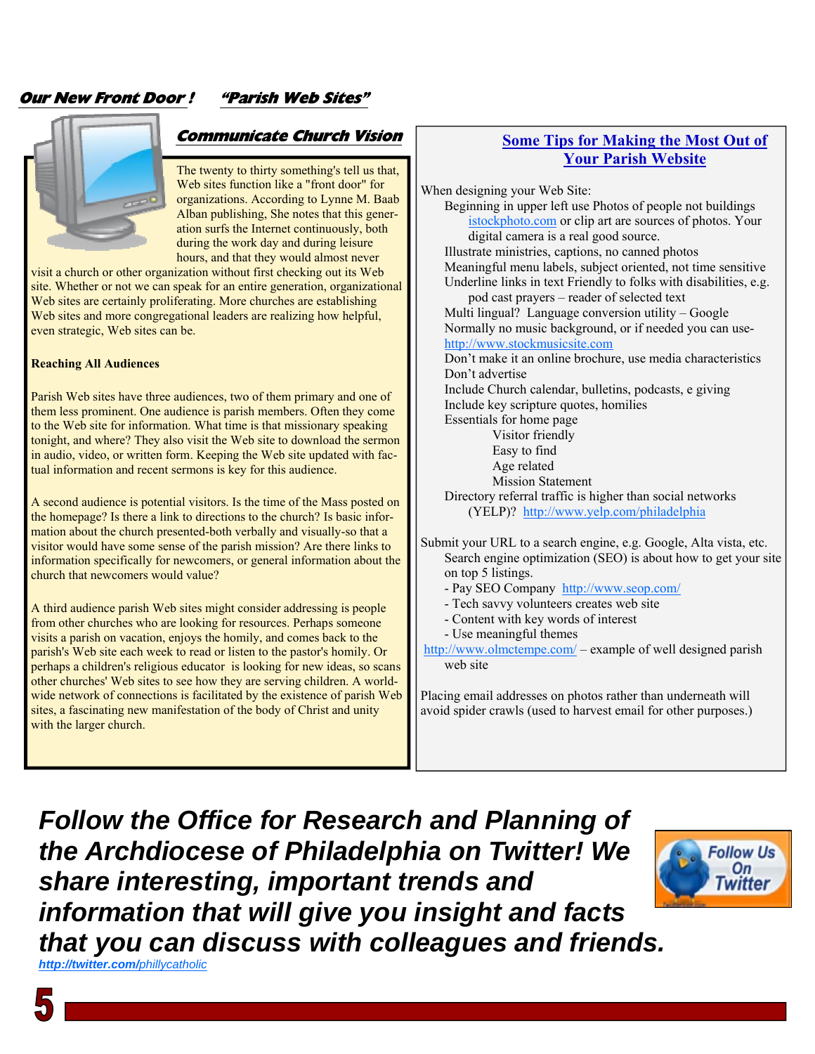## *Our New Front Door !* *"Parish Web Sites"*

### *Communicate Church Vision*

The twenty to thirty something's tell us that, Web sites function like a "front door" for organizations. According to Lynne M. Baab Alban publishing, She notes that this generation surfs the Internet continuously, both during the work day and during leisure hours, and that they would almost never visit a church or other organization without first checking out its Web site. Whether or not we can speak for an entire generation, organizational Web sites are certainly proliferating. More churches are establishing Web sites and more congregational leaders are realizing how helpful, even strategic, Web sites can be.

**Reaching All Audiences**

Parish Web sites have three audiences, two of them primary and one of them less prominent. One audience is parish members. Often they come to the Web site for information. What time is that missionary speaking tonight, and where? They also visit the Web site to download the sermon in audio, video, or written form. Keeping the Web site updated with factual information and recent sermons is key for this audience.

A second audience is potential visitors. Is the time of the Mass posted on the homepage? Is there a link to directions to the church? Is basic information about the church presented-both verbally and visually-so that a visitor would have some sense of the parish mission? Are there links to information specifically for newcomers, or general information about the church that newcomers would value?

A third audience parish Web sites might consider addressing is people from other churches who are looking for resources. Perhaps someone visits a parish on vacation, enjoys the homily, and comes back to the parish's Web site each week to read or listen to the pastor's homily. Or perhaps a children's religious educator is looking for new ideas, so scans other churches' Web sites to see how they are serving children. A worldwide network of connections is facilitated by the existence of parish Web sites, a fascinating new manifestation of the body of Christ and unity with the larger church.

### Some Tips for Making the Most Out of Your Parish Website

When designing your Web Site:

- Beginning in upper left use Photos of people not buildings
  - istockphoto.com or clip art are sources of photos. Your digital camera is a real good source.
- Illustrate ministries, captions, no canned photos
- Meaningful menu labels, subject oriented, not time sensitive
- Underline links in text Friendly to folks with disabilities, e.g.
  - pod cast prayers – reader of selected text
- Multi lingual? Language conversion utility – Google
- Normally no music background, or if needed you can use- http://www.stockmusicsite.com
- Don't make it an online brochure, use media characteristics
- Don't advertise
- Include Church calendar, bulletins, podcasts, e giving
- Include key scripture quotes, homilies
- Essentials for home page
  - Visitor friendly
  - Easy to find
  - Age related
  - Mission Statement
- Directory referral traffic is higher than social networks
  - (YELP)? http://www.yelp.com/philadelphia

Submit your URL to a search engine, e.g. Google, Alta vista, etc.

Search engine optimization (SEO) is about how to get your site on top 5 listings.

- Pay SEO Company http://www.seop.com/
- Tech savvy volunteers creates web site
- Content with key words of interest
- Use meaningful themes

http://www.olmctempe.com/ – example of well designed parish web site

Placing email addresses on photos rather than underneath will avoid spider crawls (used to harvest email for other purposes.)

***Follow the Office for Research and Planning of the Archdiocese of Philadelphia on Twitter! We share interesting, important trends and information that will give you insight and facts that you can discuss with colleagues and friends.***

**http://twitter.com/**phillycatholic